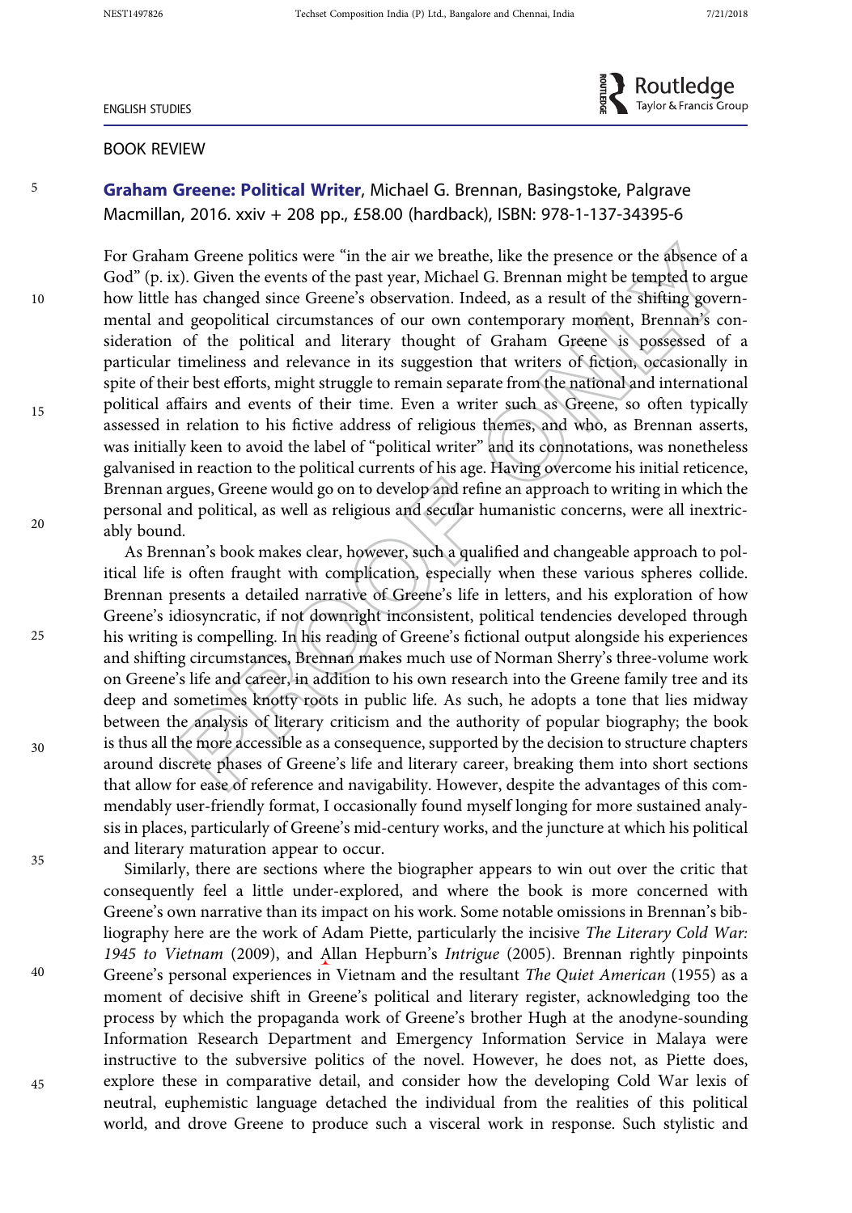ENGLISH STUDIES

## BOOK REVIEW

**Graham Greene: Political Writer**, Michael G. Brennan, Basingstoke, Palgrave Macmillan, 2016. xxiv + 208 pp., £58.00 (hardback), ISBN: 978-1-137-34395-6

For Graham Greene politics were "in the air we breathe, like the presence or the absence of a God" (p. ix). Given the events of the past year, Michael G. Brennan might be tempted to argue how little has changed since Greene's observation. Indeed, as a result of the shifting governmental and geopolitical circumstances of our own contemporary moment, Brennan's consideration of the political and literary thought of Graham Greene is possessed of a particular timeliness and relevance in its suggestion that writers of fiction, occasionally in spite of their best efforts, might struggle to remain separate from the national and international political affairs and events of their time. Even a writer such as Greene, so often typically assessed in relation to his fictive address of religious themes, and who, as Brennan asserts, was initially keen to avoid the label of "political writer" and its connotations, was nonetheless galvanised in reaction to the political currents of his age. Having overcome his initial reticence, Brennan argues, Greene would go on to develop and refine an approach to writing in which the personal and political, as well as religious and secular humanistic concerns, were all inextricably bound.

As Brennan's book makes clear, however, such a qualified and changeable approach to political life is often fraught with complication, especially when these various spheres collide. Brennan presents a detailed narrative of Greene's life in letters, and his exploration of how Greene's idiosyncratic, if not downright inconsistent, political tendencies developed through his writing is compelling. In his reading of Greene's fictional output alongside his experiences and shifting circumstances, Brennan makes much use of Norman Sherry's three-volume work on Greene's life and career, in addition to his own research into the Greene family tree and its deep and sometimes knotty roots in public life. As such, he adopts a tone that lies midway between the analysis of literary criticism and the authority of popular biography; the book is thus all the more accessible as a consequence, supported by the decision to structure chapters around discrete phases of Greene's life and literary career, breaking them into short sections that allow for ease of reference and navigability. However, despite the advantages of this commendably user-friendly format, I occasionally found myself longing for more sustained analysis in places, particularly of Greene's mid-century works, and the juncture at which his political and literary maturation appear to occur.

Similarly, there are sections where the biographer appears to win out over the critic that consequently feel a little under-explored, and where the book is more concerned with Greene's own narrative than its impact on his work. Some notable omissions in Brennan's bibliography here are the work of Adam Piette, particularly the incisive *The Literary Cold War: 1945 to Vietnam* (2009), and Allan Hepburn's *Intrigue* (2005). Brennan rightly pinpoints Greene's personal experiences in Vietnam and the resultant *The Quiet American* (1955) as a moment of decisive shift in Greene's political and literary register, acknowledging too the process by which the propaganda work of Greene's brother Hugh at the anodyne-sounding Information Research Department and Emergency Information Service in Malaya were instructive to the subversive politics of the novel. However, he does not, as Piette does, explore these in comparative detail, and consider how the developing Cold War lexis of neutral, euphemistic language detached the individual from the realities of this political world, and drove Greene to produce such a visceral work in response. Such stylistic and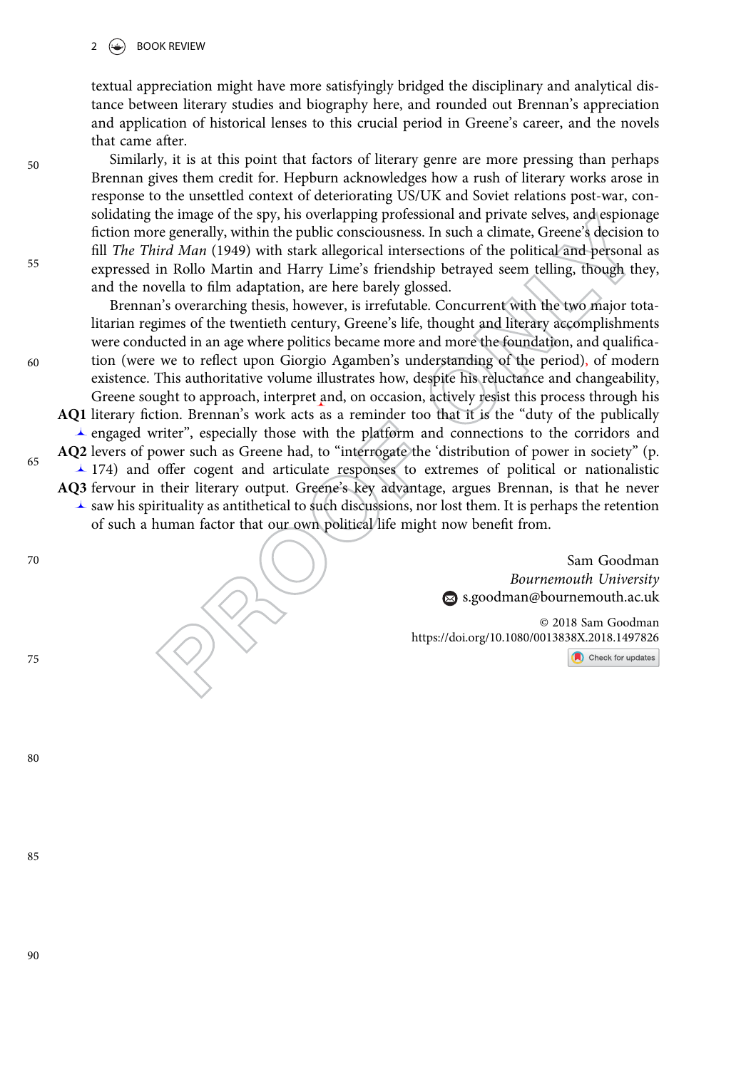textual appreciation might have more satisfyingly bridged the disciplinary and analytical distance between literary studies and biography here, and rounded out Brennan's appreciation and application of historical lenses to this crucial period in Greene's career, and the novels that came after.

Similarly, it is at this point that factors of literary genre are more pressing than perhaps Brennan gives them credit for. Hepburn acknowledges how a rush of literary works arose in response to the unsettled context of deteriorating US/UK and Soviet relations post-war, consolidating the image of the spy, his overlapping professional and private selves, and espionage fiction more generally, within the public consciousness. In such a climate, Greene's decision to fill *The Third Man* (1949) with stark allegorical intersections of the political and personal as expressed in Rollo Martin and Harry Lime's friendship betrayed seem telling, though they, and the novella to film adaptation, are here barely glossed.

Brennan's overarching thesis, however, is irrefutable. Concurrent with the two major totalitarian regimes of the twentieth century, Greene's life, thought and literary accomplishments were conducted in an age where politics became more and more the foundation, and qualification (were we to reflect upon Giorgio Agamben's understanding of the period), of modern existence. This authoritative volume illustrates how, despite his reluctance and changeability, Greene sought to approach, interpret and, on occasion, actively resist this process through his literary fiction. Brennan's work acts as a reminder too that it is the "duty of the publically engaged writer", especially those with the platform and connections to the corridors and levers of power such as Greene had, to "interrogate the 'distribution of power in society" (p. 174) and offer cogent and articulate responses to extremes of political or nationalistic fervour in their literary output. Greene's key advantage, argues Brennan, is that he never saw his spirituality as antithetical to such discussions, nor lost them. It is perhaps the retention of such a human factor that our own political life might now benefit from.

Sam Goodman
*Bournemouth University*
s.goodman@bournemouth.ac.uk

© 2018 Sam Goodman
https://doi.org/10.1080/0013838X.2018.1497826